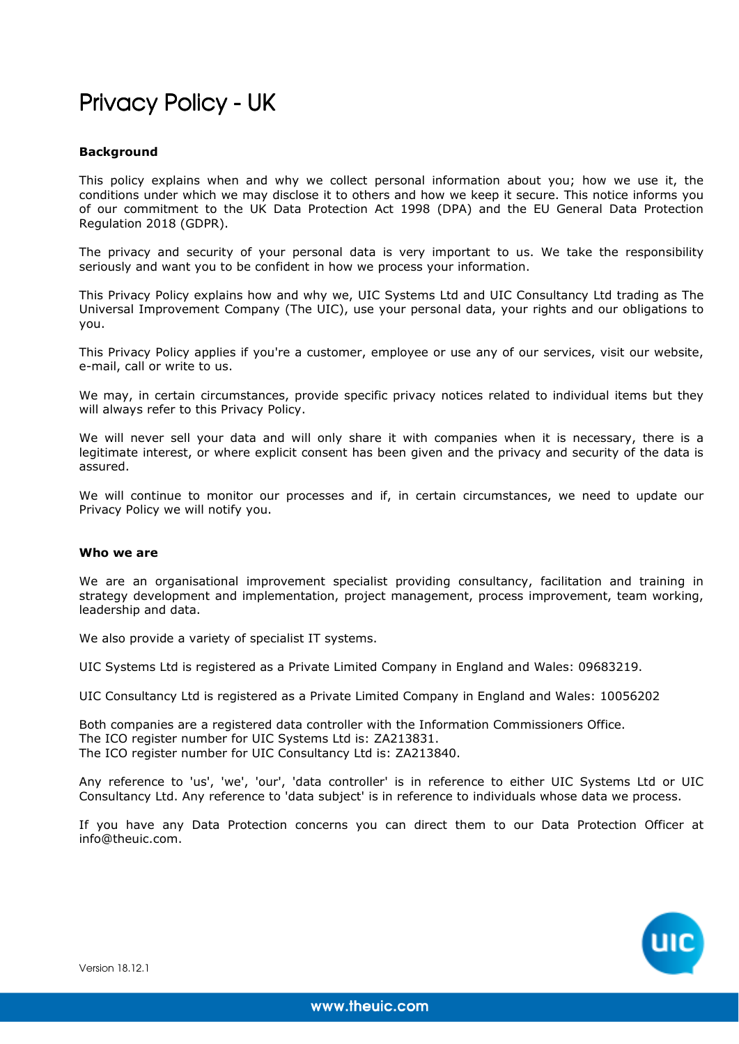# Privacy Policy - UK

**Background**

This policy explains when and why we collect personal information about you; how we use it, the conditions under which we may disclose it to others and how we keep it secure. This notice informs you of our commitment to the UK Data Protection Act 1998 (DPA) and the EU General Data Protection Regulation 2018 (GDPR).

The privacy and security of your personal data is very important to us. We take the responsibility seriously and want you to be confident in how we process your information.

This Privacy Policy explains how and why we, UIC Systems Ltd and UIC Consultancy Ltd trading as The Universal Improvement Company (The UIC), use your personal data, your rights and our obligations to you.

This Privacy Policy applies if you're a customer, employee or use any of our services, visit our website, e-mail, call or write to us.

We may, in certain circumstances, provide specific privacy notices related to individual items but they will always refer to this Privacy Policy.

We will never sell your data and will only share it with companies when it is necessary, there is a legitimate interest, or where explicit consent has been given and the privacy and security of the data is assured.

We will continue to monitor our processes and if, in certain circumstances, we need to update our Privacy Policy we will notify you.

**Who we are**

We are an organisational improvement specialist providing consultancy, facilitation and training in strategy development and implementation, project management, process improvement, team working, leadership and data.

We also provide a variety of specialist IT systems.

UIC Systems Ltd is registered as a Private Limited Company in England and Wales: 09683219.

UIC Consultancy Ltd is registered as a Private Limited Company in England and Wales: 10056202

Both companies are a registered data controller with the Information Commissioners Office.
The ICO register number for UIC Systems Ltd is: ZA213831.
The ICO register number for UIC Consultancy Ltd is: ZA213840.

Any reference to 'us', 'we', 'our', 'data controller' is in reference to either UIC Systems Ltd or UIC Consultancy Ltd. Any reference to 'data subject' is in reference to individuals whose data we process.

If you have any Data Protection concerns you can direct them to our Data Protection Officer at info@theuic.com.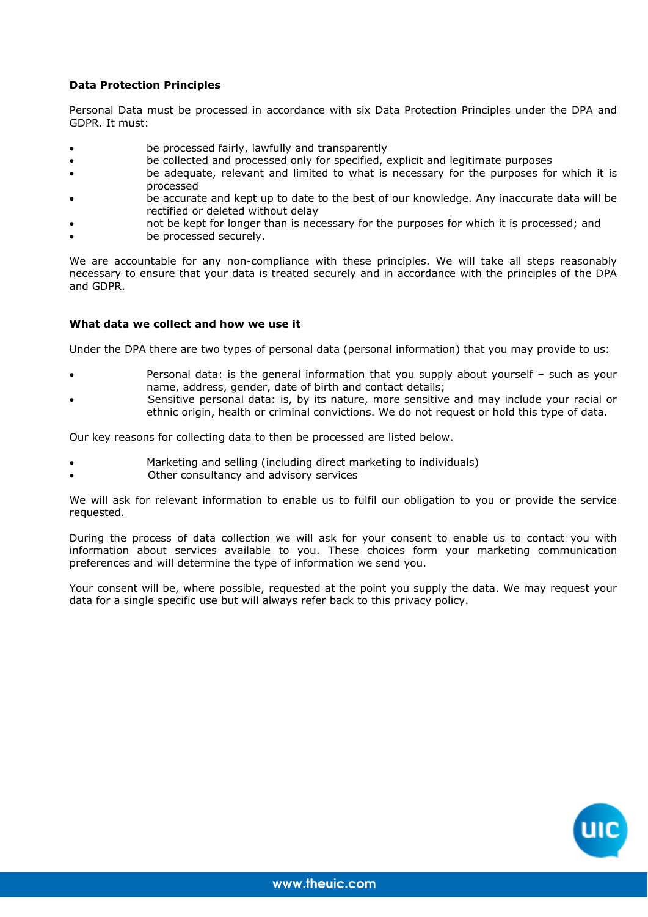**Data Protection Principles**

Personal Data must be processed in accordance with six Data Protection Principles under the DPA and GDPR. It must:

- be processed fairly, lawfully and transparently
- be collected and processed only for specified, explicit and legitimate purposes
- be adequate, relevant and limited to what is necessary for the purposes for which it is processed
- be accurate and kept up to date to the best of our knowledge. Any inaccurate data will be rectified or deleted without delay
- not be kept for longer than is necessary for the purposes for which it is processed; and
- be processed securely.

We are accountable for any non-compliance with these principles. We will take all steps reasonably necessary to ensure that your data is treated securely and in accordance with the principles of the DPA and GDPR.

**What data we collect and how we use it**

Under the DPA there are two types of personal data (personal information) that you may provide to us:

- Personal data: is the general information that you supply about yourself – such as your name, address, gender, date of birth and contact details;
- Sensitive personal data: is, by its nature, more sensitive and may include your racial or ethnic origin, health or criminal convictions. We do not request or hold this type of data.

Our key reasons for collecting data to then be processed are listed below.

- Marketing and selling (including direct marketing to individuals)
- Other consultancy and advisory services

We will ask for relevant information to enable us to fulfil our obligation to you or provide the service requested.

During the process of data collection we will ask for your consent to enable us to contact you with information about services available to you. These choices form your marketing communication preferences and will determine the type of information we send you.

Your consent will be, where possible, requested at the point you supply the data. We may request your data for a single specific use but will always refer back to this privacy policy.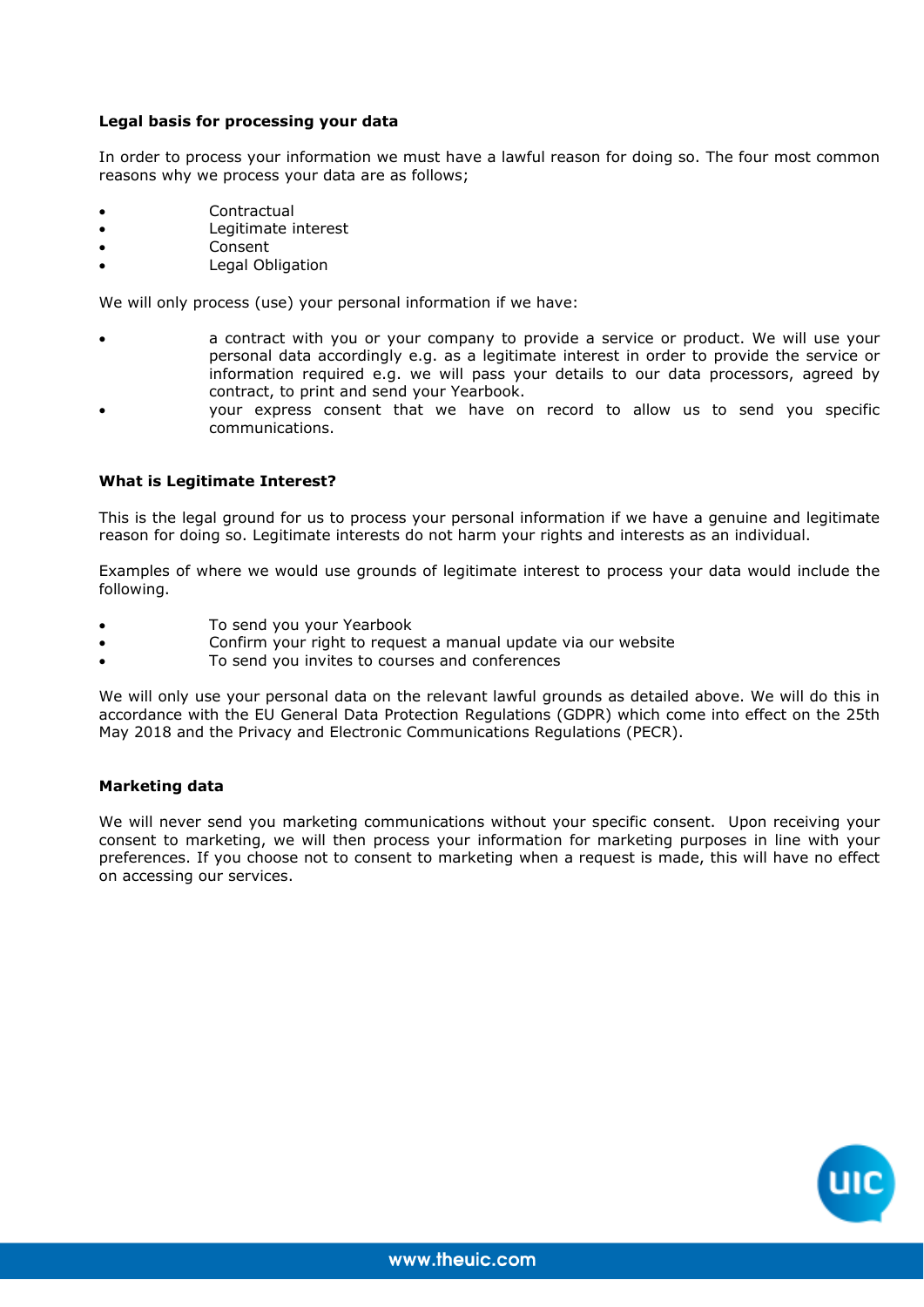**Legal basis for processing your data**

In order to process your information we must have a lawful reason for doing so. The four most common reasons why we process your data are as follows;

- Contractual
- Legitimate interest
- Consent
- Legal Obligation

We will only process (use) your personal information if we have:

- a contract with you or your company to provide a service or product. We will use your personal data accordingly e.g. as a legitimate interest in order to provide the service or information required e.g. we will pass your details to our data processors, agreed by contract, to print and send your Yearbook.
- your express consent that we have on record to allow us to send you specific communications.

**What is Legitimate Interest?**

This is the legal ground for us to process your personal information if we have a genuine and legitimate reason for doing so. Legitimate interests do not harm your rights and interests as an individual.

Examples of where we would use grounds of legitimate interest to process your data would include the following.

- To send you your Yearbook
- Confirm your right to request a manual update via our website
- To send you invites to courses and conferences

We will only use your personal data on the relevant lawful grounds as detailed above. We will do this in accordance with the EU General Data Protection Regulations (GDPR) which come into effect on the 25th May 2018 and the Privacy and Electronic Communications Regulations (PECR).

**Marketing data**

We will never send you marketing communications without your specific consent. Upon receiving your consent to marketing, we will then process your information for marketing purposes in line with your preferences. If you choose not to consent to marketing when a request is made, this will have no effect on accessing our services.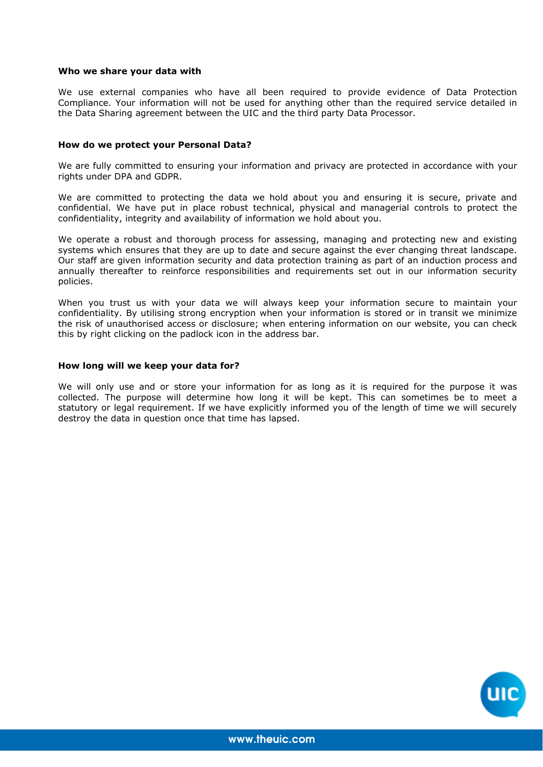**Who we share your data with**

We use external companies who have all been required to provide evidence of Data Protection Compliance. Your information will not be used for anything other than the required service detailed in the Data Sharing agreement between the UIC and the third party Data Processor.

**How do we protect your Personal Data?**

We are fully committed to ensuring your information and privacy are protected in accordance with your rights under DPA and GDPR.

We are committed to protecting the data we hold about you and ensuring it is secure, private and confidential. We have put in place robust technical, physical and managerial controls to protect the confidentiality, integrity and availability of information we hold about you.

We operate a robust and thorough process for assessing, managing and protecting new and existing systems which ensures that they are up to date and secure against the ever changing threat landscape. Our staff are given information security and data protection training as part of an induction process and annually thereafter to reinforce responsibilities and requirements set out in our information security policies.

When you trust us with your data we will always keep your information secure to maintain your confidentiality. By utilising strong encryption when your information is stored or in transit we minimize the risk of unauthorised access or disclosure; when entering information on our website, you can check this by right clicking on the padlock icon in the address bar.

**How long will we keep your data for?**

We will only use and or store your information for as long as it is required for the purpose it was collected. The purpose will determine how long it will be kept. This can sometimes be to meet a statutory or legal requirement. If we have explicitly informed you of the length of time we will securely destroy the data in question once that time has lapsed.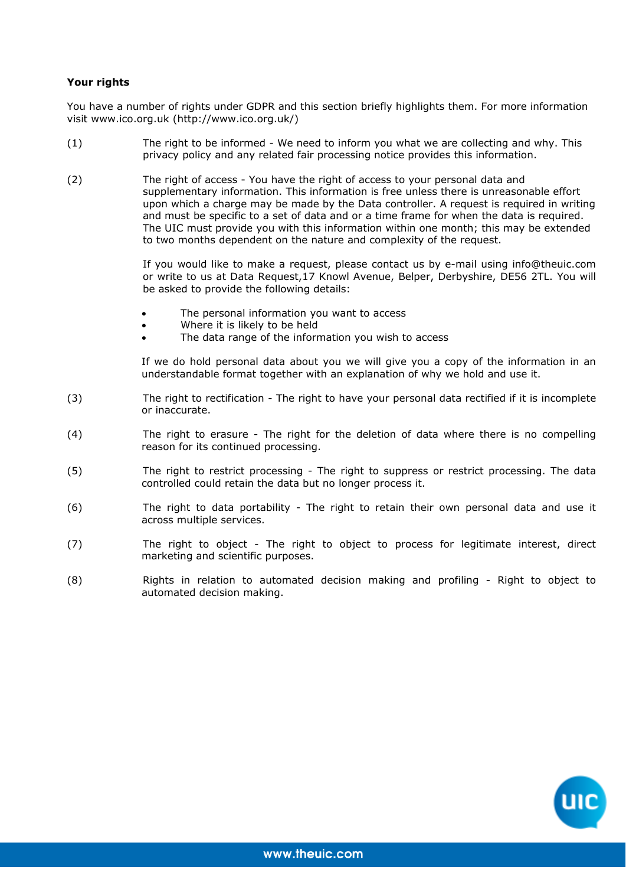**Your rights**

You have a number of rights under GDPR and this section briefly highlights them. For more information visit www.ico.org.uk (http://www.ico.org.uk/)

(1) The right to be informed - We need to inform you what we are collecting and why. This privacy policy and any related fair processing notice provides this information.

(2) The right of access - You have the right of access to your personal data and supplementary information. This information is free unless there is unreasonable effort upon which a charge may be made by the Data controller. A request is required in writing and must be specific to a set of data and or a time frame for when the data is required. The UIC must provide you with this information within one month; this may be extended to two months dependent on the nature and complexity of the request.

If you would like to make a request, please contact us by e-mail using info@theuic.com or write to us at Data Request,17 Knowl Avenue, Belper, Derbyshire, DE56 2TL. You will be asked to provide the following details:

- The personal information you want to access
- Where it is likely to be held
- The data range of the information you wish to access

If we do hold personal data about you we will give you a copy of the information in an understandable format together with an explanation of why we hold and use it.

(3) The right to rectification - The right to have your personal data rectified if it is incomplete or inaccurate.

(4) The right to erasure - The right for the deletion of data where there is no compelling reason for its continued processing.

(5) The right to restrict processing - The right to suppress or restrict processing. The data controlled could retain the data but no longer process it.

(6) The right to data portability - The right to retain their own personal data and use it across multiple services.

(7) The right to object - The right to object to process for legitimate interest, direct marketing and scientific purposes.

(8) Rights in relation to automated decision making and profiling - Right to object to automated decision making.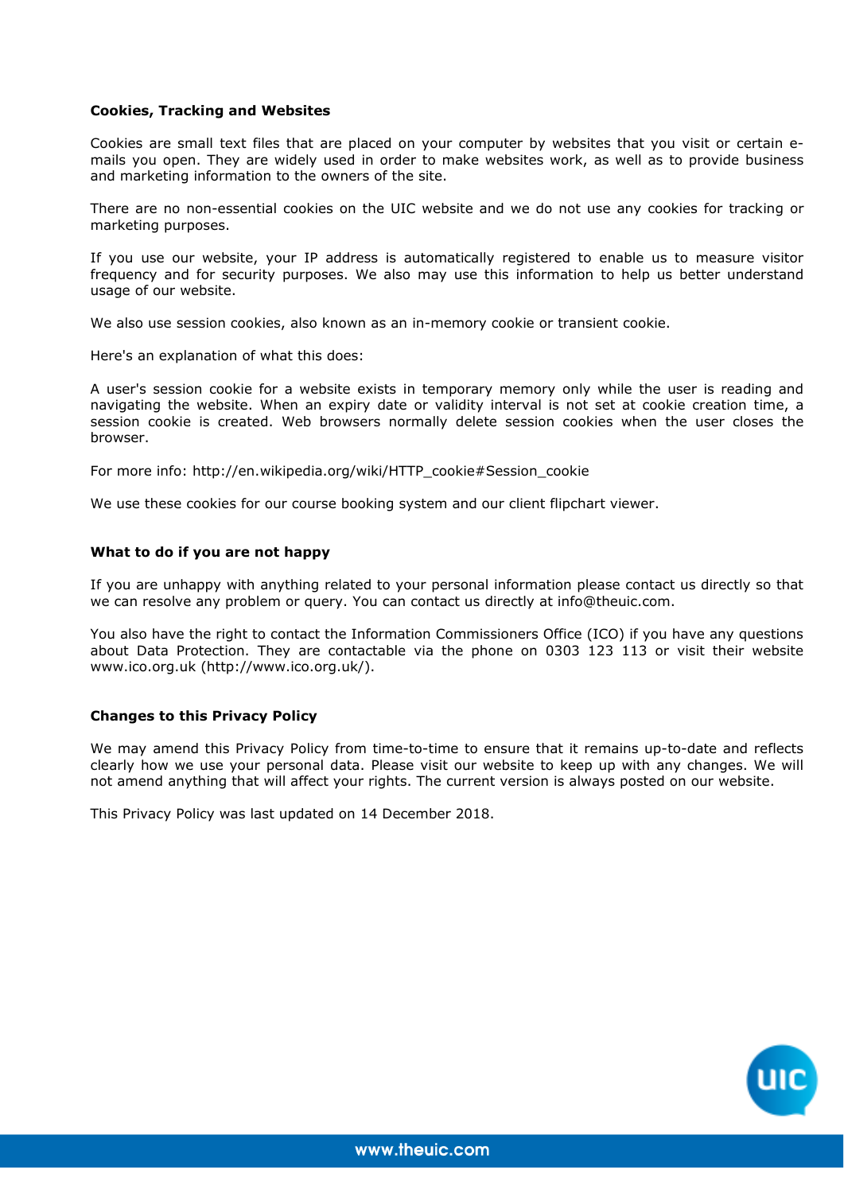**Cookies, Tracking and Websites**

Cookies are small text files that are placed on your computer by websites that you visit or certain e-mails you open. They are widely used in order to make websites work, as well as to provide business and marketing information to the owners of the site.

There are no non-essential cookies on the UIC website and we do not use any cookies for tracking or marketing purposes.

If you use our website, your IP address is automatically registered to enable us to measure visitor frequency and for security purposes. We also may use this information to help us better understand usage of our website.

We also use session cookies, also known as an in-memory cookie or transient cookie.

Here's an explanation of what this does:

A user's session cookie for a website exists in temporary memory only while the user is reading and navigating the website. When an expiry date or validity interval is not set at cookie creation time, a session cookie is created. Web browsers normally delete session cookies when the user closes the browser.

For more info: http://en.wikipedia.org/wiki/HTTP_cookie#Session_cookie

We use these cookies for our course booking system and our client flipchart viewer.

**What to do if you are not happy**

If you are unhappy with anything related to your personal information please contact us directly so that we can resolve any problem or query. You can contact us directly at info@theuic.com.

You also have the right to contact the Information Commissioners Office (ICO) if you have any questions about Data Protection. They are contactable via the phone on 0303 123 113 or visit their website www.ico.org.uk (http://www.ico.org.uk/).

**Changes to this Privacy Policy**

We may amend this Privacy Policy from time-to-time to ensure that it remains up-to-date and reflects clearly how we use your personal data. Please visit our website to keep up with any changes. We will not amend anything that will affect your rights. The current version is always posted on our website.

This Privacy Policy was last updated on 14 December 2018.